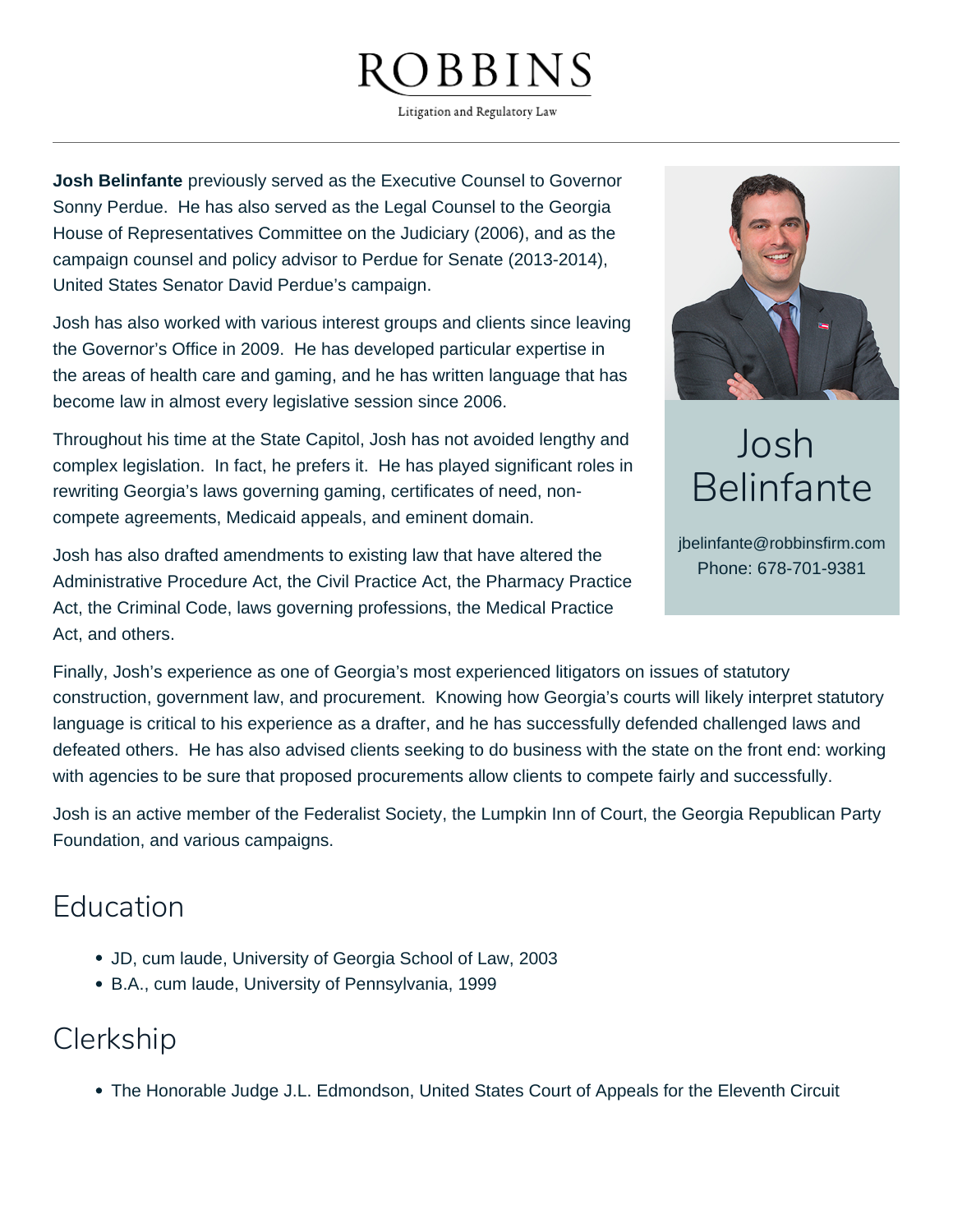# ROBBINS

Litigation and Regulatory Law

---

## Josh Belinfante

jbelinfante@robbinsfirm.com
Phone: 678-701-9381

**Josh Belinfante** previously served as the Executive Counsel to Governor Sonny Perdue. He has also served as the Legal Counsel to the Georgia House of Representatives Committee on the Judiciary (2006), and as the campaign counsel and policy advisor to Perdue for Senate (2013-2014), United States Senator David Perdue's campaign.

Josh has also worked with various interest groups and clients since leaving the Governor's Office in 2009. He has developed particular expertise in the areas of health care and gaming, and he has written language that has become law in almost every legislative session since 2006.

Throughout his time at the State Capitol, Josh has not avoided lengthy and complex legislation. In fact, he prefers it. He has played significant roles in rewriting Georgia's laws governing gaming, certificates of need, non-compete agreements, Medicaid appeals, and eminent domain.

Josh has also drafted amendments to existing law that have altered the Administrative Procedure Act, the Civil Practice Act, the Pharmacy Practice Act, the Criminal Code, laws governing professions, the Medical Practice Act, and others.

Finally, Josh's experience as one of Georgia's most experienced litigators on issues of statutory construction, government law, and procurement. Knowing how Georgia's courts will likely interpret statutory language is critical to his experience as a drafter, and he has successfully defended challenged laws and defeated others. He has also advised clients seeking to do business with the state on the front end: working with agencies to be sure that proposed procurements allow clients to compete fairly and successfully.

Josh is an active member of the Federalist Society, the Lumpkin Inn of Court, the Georgia Republican Party Foundation, and various campaigns.

## Education

- JD, cum laude, University of Georgia School of Law, 2003
- B.A., cum laude, University of Pennsylvania, 1999

## Clerkship

- The Honorable Judge J.L. Edmondson, United States Court of Appeals for the Eleventh Circuit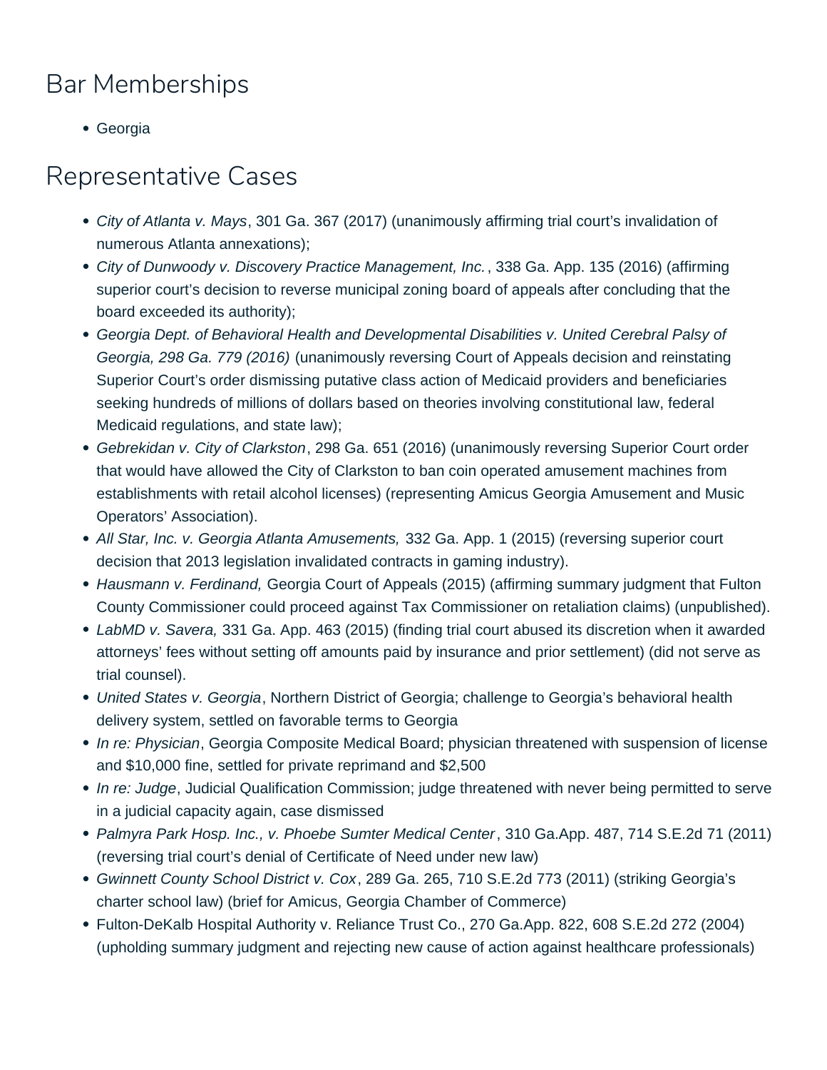## Bar Memberships

- Georgia

## Representative Cases

- *City of Atlanta v. Mays*, 301 Ga. 367 (2017) (unanimously affirming trial court's invalidation of numerous Atlanta annexations);
- *City of Dunwoody v. Discovery Practice Management, Inc.*, 338 Ga. App. 135 (2016) (affirming superior court's decision to reverse municipal zoning board of appeals after concluding that the board exceeded its authority);
- *Georgia Dept. of Behavioral Health and Developmental Disabilities v. United Cerebral Palsy of Georgia, 298 Ga. 779 (2016)* (unanimously reversing Court of Appeals decision and reinstating Superior Court's order dismissing putative class action of Medicaid providers and beneficiaries seeking hundreds of millions of dollars based on theories involving constitutional law, federal Medicaid regulations, and state law);
- *Gebrekidan v. City of Clarkston*, 298 Ga. 651 (2016) (unanimously reversing Superior Court order that would have allowed the City of Clarkston to ban coin operated amusement machines from establishments with retail alcohol licenses) (representing Amicus Georgia Amusement and Music Operators' Association).
- *All Star, Inc. v. Georgia Atlanta Amusements,* 332 Ga. App. 1 (2015) (reversing superior court decision that 2013 legislation invalidated contracts in gaming industry).
- *Hausmann v. Ferdinand,* Georgia Court of Appeals (2015) (affirming summary judgment that Fulton County Commissioner could proceed against Tax Commissioner on retaliation claims) (unpublished).
- *LabMD v. Savera,* 331 Ga. App. 463 (2015) (finding trial court abused its discretion when it awarded attorneys' fees without setting off amounts paid by insurance and prior settlement) (did not serve as trial counsel).
- *United States v. Georgia*, Northern District of Georgia; challenge to Georgia's behavioral health delivery system, settled on favorable terms to Georgia
- *In re: Physician*, Georgia Composite Medical Board; physician threatened with suspension of license and $10,000 fine, settled for private reprimand and $2,500
- *In re: Judge*, Judicial Qualification Commission; judge threatened with never being permitted to serve in a judicial capacity again, case dismissed
- *Palmyra Park Hosp. Inc., v. Phoebe Sumter Medical Center*, 310 Ga.App. 487, 714 S.E.2d 71 (2011) (reversing trial court's denial of Certificate of Need under new law)
- *Gwinnett County School District v. Cox*, 289 Ga. 265, 710 S.E.2d 773 (2011) (striking Georgia's charter school law) (brief for Amicus, Georgia Chamber of Commerce)
- Fulton-DeKalb Hospital Authority v. Reliance Trust Co., 270 Ga.App. 822, 608 S.E.2d 272 (2004) (upholding summary judgment and rejecting new cause of action against healthcare professionals)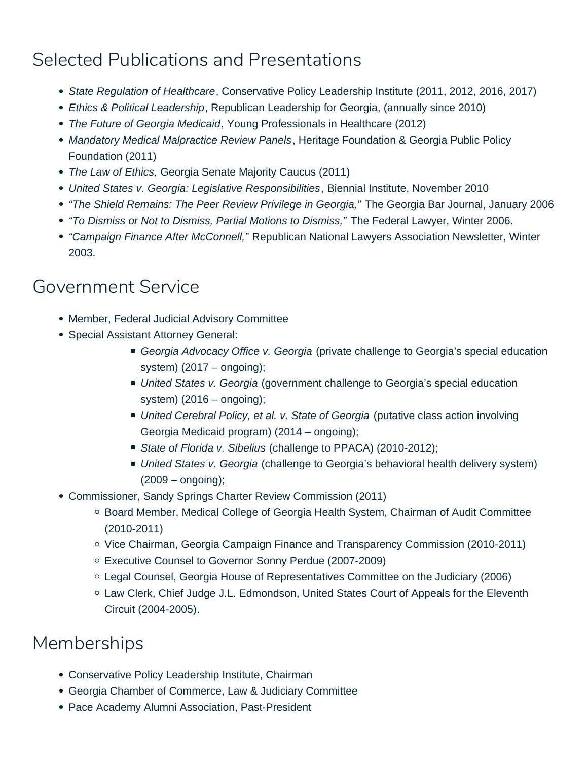## Selected Publications and Presentations

- *State Regulation of Healthcare*, Conservative Policy Leadership Institute (2011, 2012, 2016, 2017)
- *Ethics & Political Leadership*, Republican Leadership for Georgia, (annually since 2010)
- *The Future of Georgia Medicaid*, Young Professionals in Healthcare (2012)
- *Mandatory Medical Malpractice Review Panels*, Heritage Foundation & Georgia Public Policy Foundation (2011)
- *The Law of Ethics,* Georgia Senate Majority Caucus (2011)
- *United States v. Georgia: Legislative Responsibilities*, Biennial Institute, November 2010
- *"The Shield Remains: The Peer Review Privilege in Georgia,"* The Georgia Bar Journal, January 2006
- *"To Dismiss or Not to Dismiss, Partial Motions to Dismiss,"* The Federal Lawyer, Winter 2006.
- *"Campaign Finance After McConnell,"* Republican National Lawyers Association Newsletter, Winter 2003.

## Government Service

- Member, Federal Judicial Advisory Committee
- Special Assistant Attorney General:
    - *Georgia Advocacy Office v. Georgia* (private challenge to Georgia's special education system) (2017 – ongoing);
    - *United States v. Georgia* (government challenge to Georgia's special education system) (2016 – ongoing);
    - *United Cerebral Policy, et al. v. State of Georgia* (putative class action involving Georgia Medicaid program) (2014 – ongoing);
    - *State of Florida v. Sibelius* (challenge to PPACA) (2010-2012);
    - *United States v. Georgia* (challenge to Georgia's behavioral health delivery system) (2009 – ongoing);
- Commissioner, Sandy Springs Charter Review Commission (2011)
    - Board Member, Medical College of Georgia Health System, Chairman of Audit Committee (2010-2011)
    - Vice Chairman, Georgia Campaign Finance and Transparency Commission (2010-2011)
    - Executive Counsel to Governor Sonny Perdue (2007-2009)
    - Legal Counsel, Georgia House of Representatives Committee on the Judiciary (2006)
    - Law Clerk, Chief Judge J.L. Edmondson, United States Court of Appeals for the Eleventh Circuit (2004-2005).

## Memberships

- Conservative Policy Leadership Institute, Chairman
- Georgia Chamber of Commerce, Law & Judiciary Committee
- Pace Academy Alumni Association, Past-President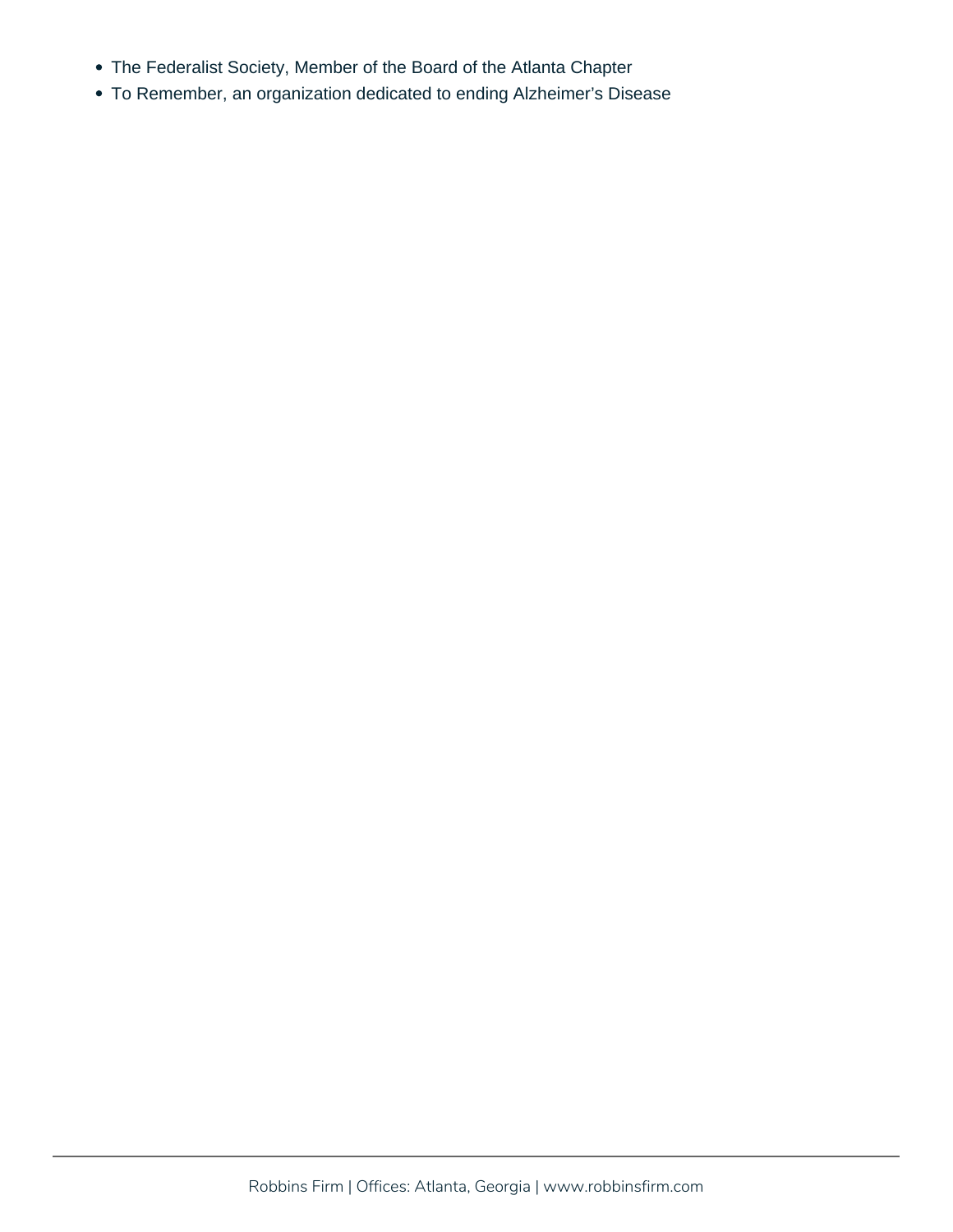- The Federalist Society, Member of the Board of the Atlanta Chapter
- To Remember, an organization dedicated to ending Alzheimer’s Disease